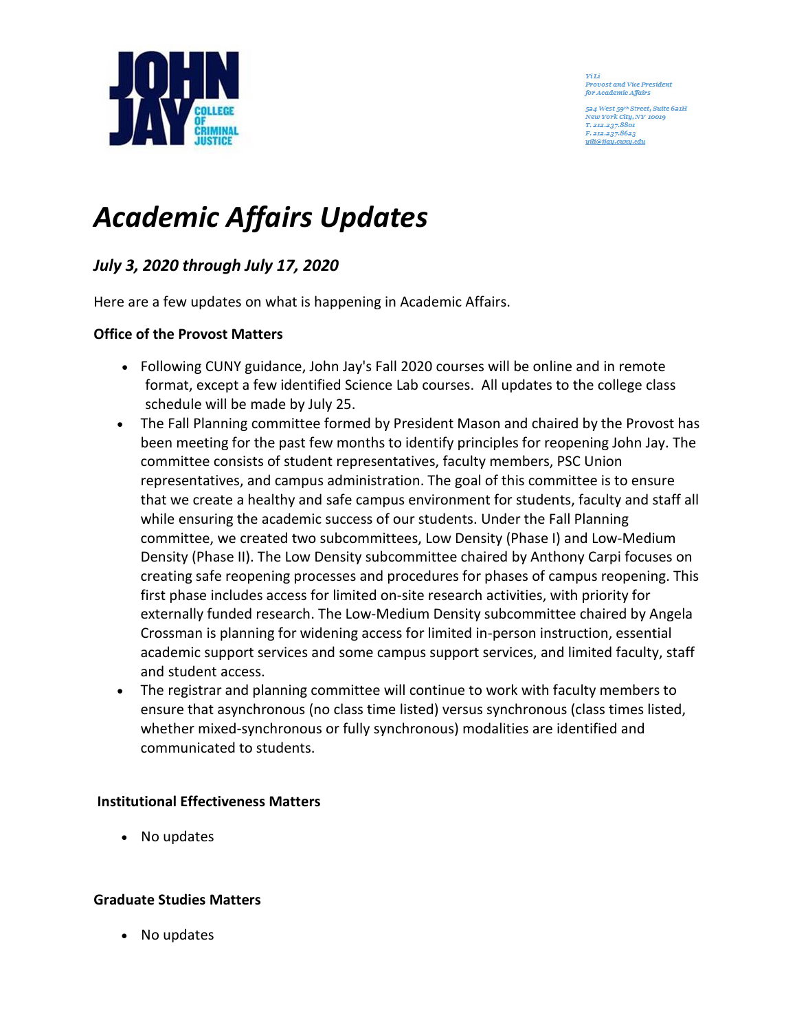Yi Li
Provost and Vice President
for Academic Affairs

524 West 59th Street, Suite 621H
New York City, NY 10019
T. 212.237.8801
F. 212.237.8623
yili@jjay.cuny.edu

# *Academic Affairs Updates*

## *July 3, 2020 through July 17, 2020*

Here are a few updates on what is happening in Academic Affairs.

**Office of the Provost Matters**

- Following CUNY guidance, John Jay's Fall 2020 courses will be online and in remote format, except a few identified Science Lab courses. All updates to the college class schedule will be made by July 25.
- The Fall Planning committee formed by President Mason and chaired by the Provost has been meeting for the past few months to identify principles for reopening John Jay. The committee consists of student representatives, faculty members, PSC Union representatives, and campus administration. The goal of this committee is to ensure that we create a healthy and safe campus environment for students, faculty and staff all while ensuring the academic success of our students. Under the Fall Planning committee, we created two subcommittees, Low Density (Phase I) and Low-Medium Density (Phase II). The Low Density subcommittee chaired by Anthony Carpi focuses on creating safe reopening processes and procedures for phases of campus reopening. This first phase includes access for limited on-site research activities, with priority for externally funded research. The Low-Medium Density subcommittee chaired by Angela Crossman is planning for widening access for limited in-person instruction, essential academic support services and some campus support services, and limited faculty, staff and student access.
- The registrar and planning committee will continue to work with faculty members to ensure that asynchronous (no class time listed) versus synchronous (class times listed, whether mixed-synchronous or fully synchronous) modalities are identified and communicated to students.

**Institutional Effectiveness Matters**

- No updates

**Graduate Studies Matters**

- No updates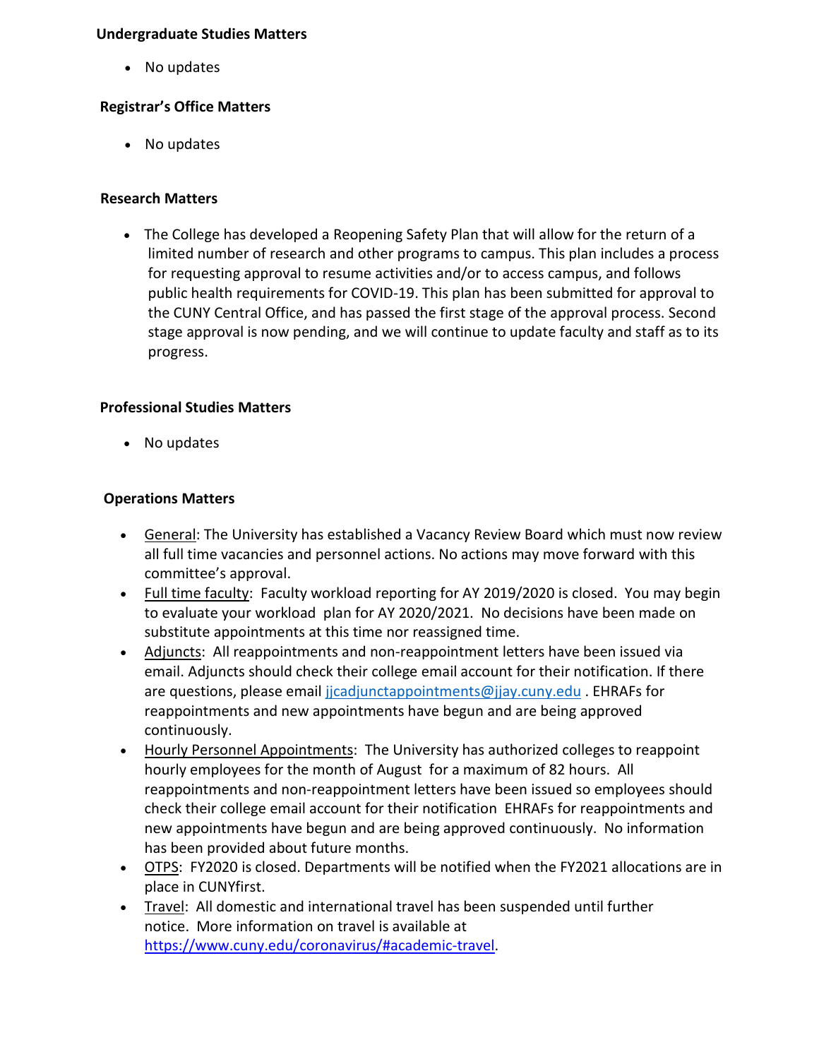**Undergraduate Studies Matters**

- No updates

**Registrar's Office Matters**

- No updates

**Research Matters**

- The College has developed a Reopening Safety Plan that will allow for the return of a limited number of research and other programs to campus. This plan includes a process for requesting approval to resume activities and/or to access campus, and follows public health requirements for COVID-19. This plan has been submitted for approval to the CUNY Central Office, and has passed the first stage of the approval process. Second stage approval is now pending, and we will continue to update faculty and staff as to its progress.

**Professional Studies Matters**

- No updates

**Operations Matters**

- General: The University has established a Vacancy Review Board which must now review all full time vacancies and personnel actions. No actions may move forward with this committee's approval.
- Full time faculty: Faculty workload reporting for AY 2019/2020 is closed. You may begin to evaluate your workload plan for AY 2020/2021. No decisions have been made on substitute appointments at this time nor reassigned time.
- Adjuncts: All reappointments and non-reappointment letters have been issued via email. Adjuncts should check their college email account for their notification. If there are questions, please email [jjcadjunctappointments@jjay.cuny.edu](mailto:jjcadjunctappointments@jjay.cuny.edu) . EHRAFs for reappointments and new appointments have begun and are being approved continuously.
- Hourly Personnel Appointments: The University has authorized colleges to reappoint hourly employees for the month of August for a maximum of 82 hours. All reappointments and non-reappointment letters have been issued so employees should check their college email account for their notification EHRAFs for reappointments and new appointments have begun and are being approved continuously. No information has been provided about future months.
- OTPS: FY2020 is closed. Departments will be notified when the FY2021 allocations are in place in CUNYfirst.
- Travel: All domestic and international travel has been suspended until further notice. More information on travel is available at [https://www.cuny.edu/coronavirus/#academic-travel](https://www.cuny.edu/coronavirus/#academic-travel).